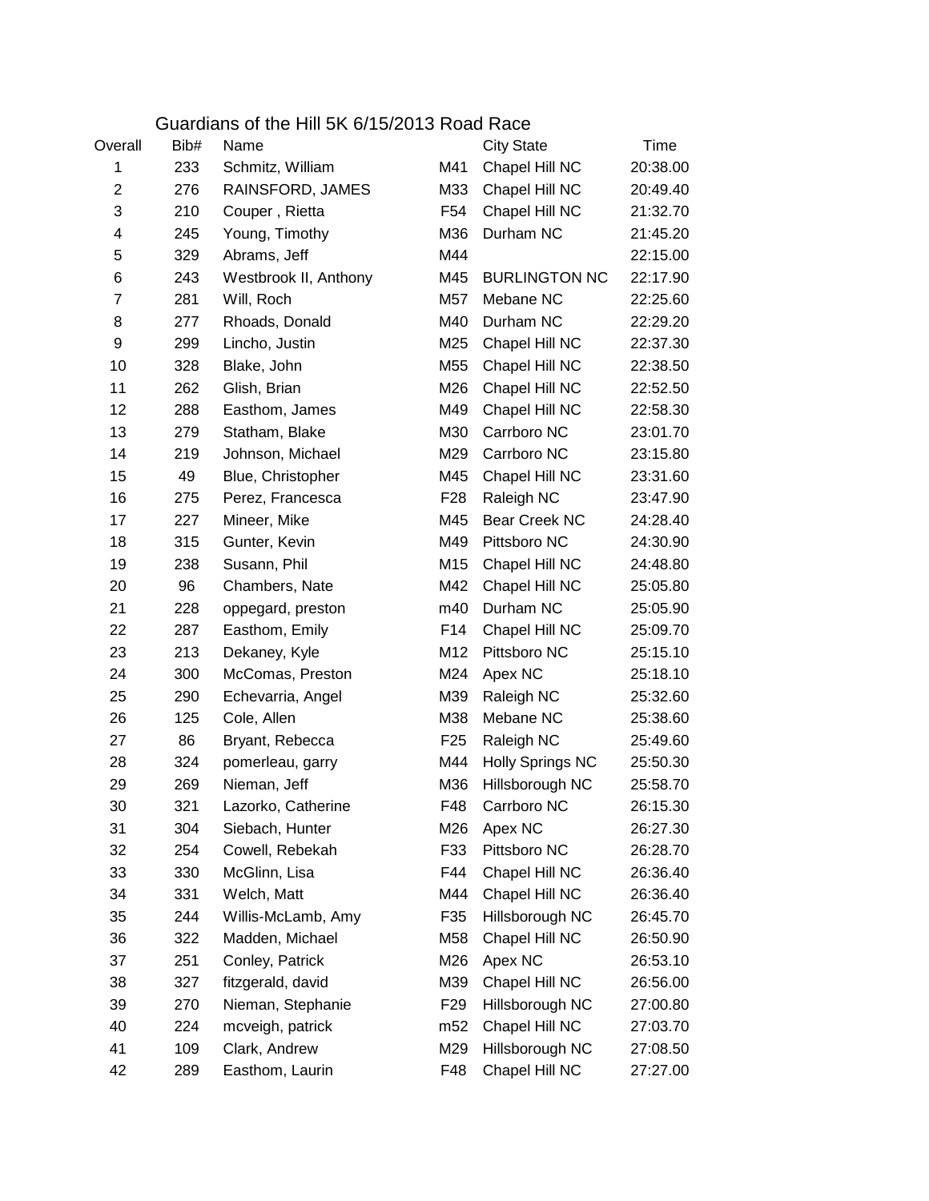# Guardians of the Hill 5K 6/15/2013 Road Race

| Overall | Bib# | Name | | City State | Time |
|---|---|---|---|---|---|
| 1 | 233 | Schmitz, William | M41 | Chapel Hill NC | 20:38.00 |
| 2 | 276 | RAINSFORD, JAMES | M33 | Chapel Hill NC | 20:49.40 |
| 3 | 210 | Couper , Rietta | F54 | Chapel Hill NC | 21:32.70 |
| 4 | 245 | Young, Timothy | M36 | Durham NC | 21:45.20 |
| 5 | 329 | Abrams, Jeff | M44 | | 22:15.00 |
| 6 | 243 | Westbrook II, Anthony | M45 | BURLINGTON NC | 22:17.90 |
| 7 | 281 | Will, Roch | M57 | Mebane NC | 22:25.60 |
| 8 | 277 | Rhoads, Donald | M40 | Durham NC | 22:29.20 |
| 9 | 299 | Lincho, Justin | M25 | Chapel Hill NC | 22:37.30 |
| 10 | 328 | Blake, John | M55 | Chapel Hill NC | 22:38.50 |
| 11 | 262 | Glish, Brian | M26 | Chapel Hill NC | 22:52.50 |
| 12 | 288 | Easthom, James | M49 | Chapel Hill NC | 22:58.30 |
| 13 | 279 | Statham, Blake | M30 | Carrboro NC | 23:01.70 |
| 14 | 219 | Johnson, Michael | M29 | Carrboro NC | 23:15.80 |
| 15 | 49 | Blue, Christopher | M45 | Chapel Hill NC | 23:31.60 |
| 16 | 275 | Perez, Francesca | F28 | Raleigh NC | 23:47.90 |
| 17 | 227 | Mineer, Mike | M45 | Bear Creek NC | 24:28.40 |
| 18 | 315 | Gunter, Kevin | M49 | Pittsboro NC | 24:30.90 |
| 19 | 238 | Susann, Phil | M15 | Chapel Hill NC | 24:48.80 |
| 20 | 96 | Chambers, Nate | M42 | Chapel Hill NC | 25:05.80 |
| 21 | 228 | oppegard, preston | m40 | Durham NC | 25:05.90 |
| 22 | 287 | Easthom, Emily | F14 | Chapel Hill NC | 25:09.70 |
| 23 | 213 | Dekaney, Kyle | M12 | Pittsboro NC | 25:15.10 |
| 24 | 300 | McComas, Preston | M24 | Apex NC | 25:18.10 |
| 25 | 290 | Echevarria, Angel | M39 | Raleigh NC | 25:32.60 |
| 26 | 125 | Cole, Allen | M38 | Mebane NC | 25:38.60 |
| 27 | 86 | Bryant, Rebecca | F25 | Raleigh NC | 25:49.60 |
| 28 | 324 | pomerleau, garry | M44 | Holly Springs NC | 25:50.30 |
| 29 | 269 | Nieman, Jeff | M36 | Hillsborough NC | 25:58.70 |
| 30 | 321 | Lazorko, Catherine | F48 | Carrboro NC | 26:15.30 |
| 31 | 304 | Siebach, Hunter | M26 | Apex NC | 26:27.30 |
| 32 | 254 | Cowell, Rebekah | F33 | Pittsboro NC | 26:28.70 |
| 33 | 330 | McGlinn, Lisa | F44 | Chapel Hill NC | 26:36.40 |
| 34 | 331 | Welch, Matt | M44 | Chapel Hill NC | 26:36.40 |
| 35 | 244 | Willis-McLamb, Amy | F35 | Hillsborough NC | 26:45.70 |
| 36 | 322 | Madden, Michael | M58 | Chapel Hill NC | 26:50.90 |
| 37 | 251 | Conley, Patrick | M26 | Apex NC | 26:53.10 |
| 38 | 327 | fitzgerald, david | M39 | Chapel Hill NC | 26:56.00 |
| 39 | 270 | Nieman, Stephanie | F29 | Hillsborough NC | 27:00.80 |
| 40 | 224 | mcveigh, patrick | m52 | Chapel Hill NC | 27:03.70 |
| 41 | 109 | Clark, Andrew | M29 | Hillsborough NC | 27:08.50 |
| 42 | 289 | Easthom, Laurin | F48 | Chapel Hill NC | 27:27.00 |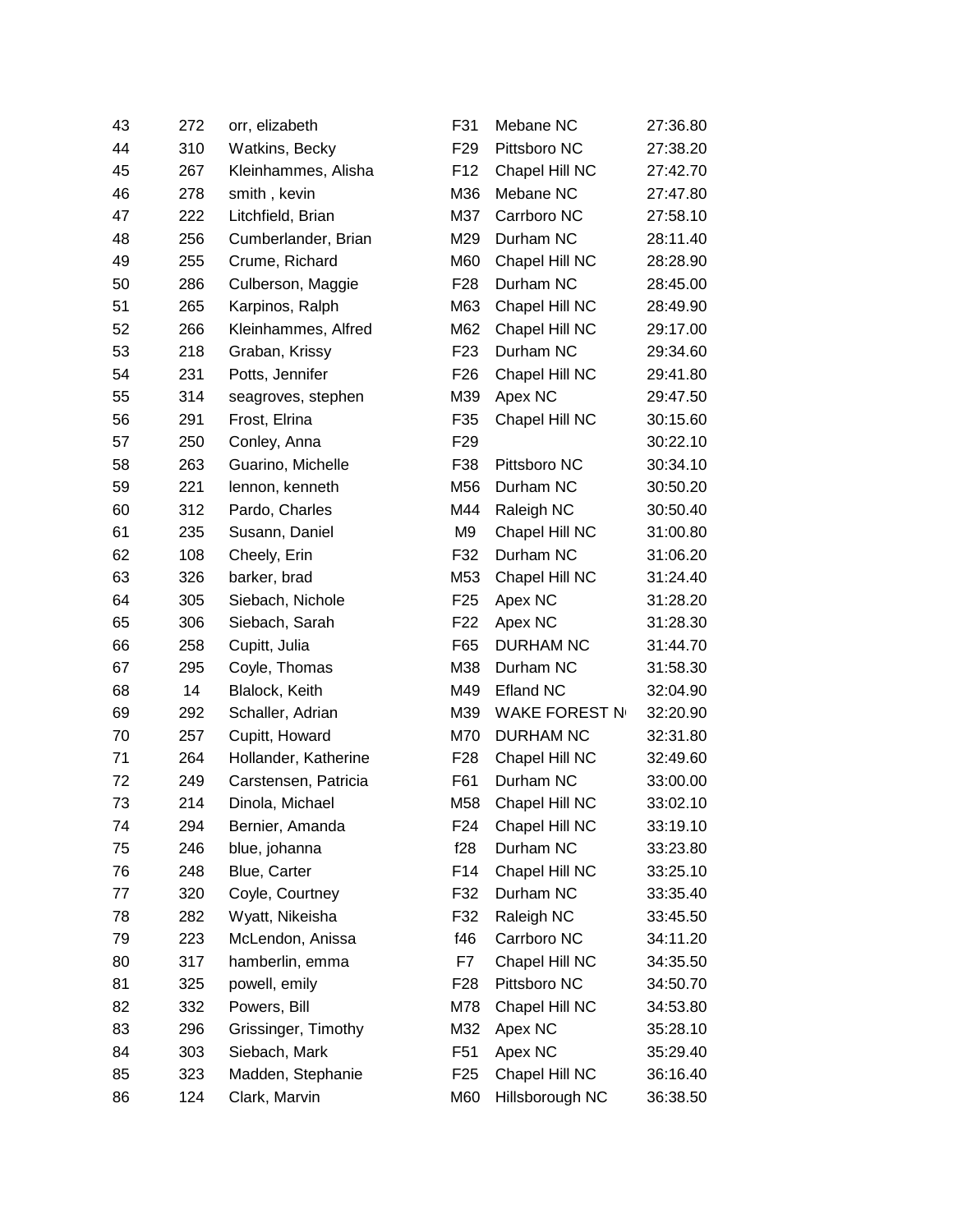| | | | | | |
|---|---|---|---|---|---|
| 43 | 272 | orr, elizabeth | F31 | Mebane NC | 27:36.80 |
| 44 | 310 | Watkins, Becky | F29 | Pittsboro NC | 27:38.20 |
| 45 | 267 | Kleinhammes, Alisha | F12 | Chapel Hill NC | 27:42.70 |
| 46 | 278 | smith , kevin | M36 | Mebane NC | 27:47.80 |
| 47 | 222 | Litchfield, Brian | M37 | Carrboro NC | 27:58.10 |
| 48 | 256 | Cumberlander, Brian | M29 | Durham NC | 28:11.40 |
| 49 | 255 | Crume, Richard | M60 | Chapel Hill NC | 28:28.90 |
| 50 | 286 | Culberson, Maggie | F28 | Durham NC | 28:45.00 |
| 51 | 265 | Karpinos, Ralph | M63 | Chapel Hill NC | 28:49.90 |
| 52 | 266 | Kleinhammes, Alfred | M62 | Chapel Hill NC | 29:17.00 |
| 53 | 218 | Graban, Krissy | F23 | Durham NC | 29:34.60 |
| 54 | 231 | Potts, Jennifer | F26 | Chapel Hill NC | 29:41.80 |
| 55 | 314 | seagroves, stephen | M39 | Apex NC | 29:47.50 |
| 56 | 291 | Frost, Elrina | F35 | Chapel Hill NC | 30:15.60 |
| 57 | 250 | Conley, Anna | F29 | | 30:22.10 |
| 58 | 263 | Guarino, Michelle | F38 | Pittsboro NC | 30:34.10 |
| 59 | 221 | lennon, kenneth | M56 | Durham NC | 30:50.20 |
| 60 | 312 | Pardo, Charles | M44 | Raleigh NC | 30:50.40 |
| 61 | 235 | Susann, Daniel | M9 | Chapel Hill NC | 31:00.80 |
| 62 | 108 | Cheely, Erin | F32 | Durham NC | 31:06.20 |
| 63 | 326 | barker, brad | M53 | Chapel Hill NC | 31:24.40 |
| 64 | 305 | Siebach, Nichole | F25 | Apex NC | 31:28.20 |
| 65 | 306 | Siebach, Sarah | F22 | Apex NC | 31:28.30 |
| 66 | 258 | Cupitt, Julia | F65 | DURHAM NC | 31:44.70 |
| 67 | 295 | Coyle, Thomas | M38 | Durham NC | 31:58.30 |
| 68 | 14 | Blalock, Keith | M49 | Efland NC | 32:04.90 |
| 69 | 292 | Schaller, Adrian | M39 | WAKE FOREST N | 32:20.90 |
| 70 | 257 | Cupitt, Howard | M70 | DURHAM NC | 32:31.80 |
| 71 | 264 | Hollander, Katherine | F28 | Chapel Hill NC | 32:49.60 |
| 72 | 249 | Carstensen, Patricia | F61 | Durham NC | 33:00.00 |
| 73 | 214 | Dinola, Michael | M58 | Chapel Hill NC | 33:02.10 |
| 74 | 294 | Bernier, Amanda | F24 | Chapel Hill NC | 33:19.10 |
| 75 | 246 | blue, johanna | f28 | Durham NC | 33:23.80 |
| 76 | 248 | Blue, Carter | F14 | Chapel Hill NC | 33:25.10 |
| 77 | 320 | Coyle, Courtney | F32 | Durham NC | 33:35.40 |
| 78 | 282 | Wyatt, Nikeisha | F32 | Raleigh NC | 33:45.50 |
| 79 | 223 | McLendon, Anissa | f46 | Carrboro NC | 34:11.20 |
| 80 | 317 | hamberlin, emma | F7 | Chapel Hill NC | 34:35.50 |
| 81 | 325 | powell, emily | F28 | Pittsboro NC | 34:50.70 |
| 82 | 332 | Powers, Bill | M78 | Chapel Hill NC | 34:53.80 |
| 83 | 296 | Grissinger, Timothy | M32 | Apex NC | 35:28.10 |
| 84 | 303 | Siebach, Mark | F51 | Apex NC | 35:29.40 |
| 85 | 323 | Madden, Stephanie | F25 | Chapel Hill NC | 36:16.40 |
| 86 | 124 | Clark, Marvin | M60 | Hillsborough NC | 36:38.50 |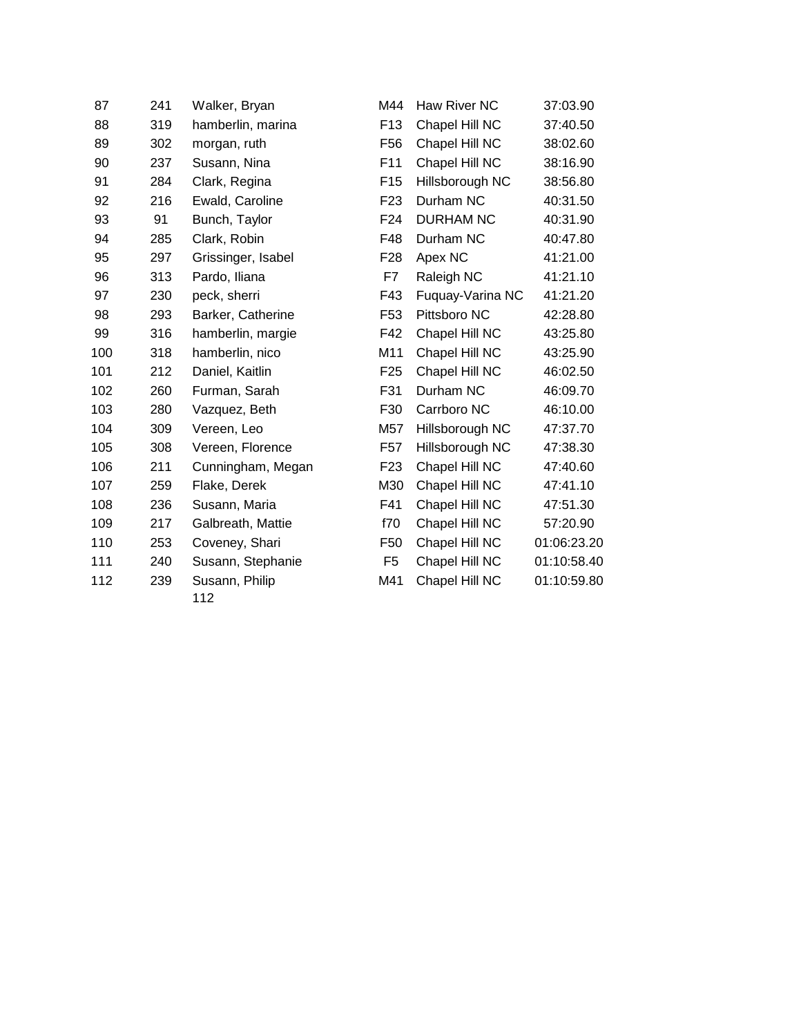| | | | | | |
|---|---|---|---|---|---|
| 87 | 241 | Walker, Bryan | M44 | Haw River NC | 37:03.90 |
| 88 | 319 | hamberlin, marina | F13 | Chapel Hill NC | 37:40.50 |
| 89 | 302 | morgan, ruth | F56 | Chapel Hill NC | 38:02.60 |
| 90 | 237 | Susann, Nina | F11 | Chapel Hill NC | 38:16.90 |
| 91 | 284 | Clark, Regina | F15 | Hillsborough NC | 38:56.80 |
| 92 | 216 | Ewald, Caroline | F23 | Durham NC | 40:31.50 |
| 93 | 91 | Bunch, Taylor | F24 | DURHAM NC | 40:31.90 |
| 94 | 285 | Clark, Robin | F48 | Durham NC | 40:47.80 |
| 95 | 297 | Grissinger, Isabel | F28 | Apex NC | 41:21.00 |
| 96 | 313 | Pardo, Iliana | F7 | Raleigh NC | 41:21.10 |
| 97 | 230 | peck, sherri | F43 | Fuquay-Varina NC | 41:21.20 |
| 98 | 293 | Barker, Catherine | F53 | Pittsboro NC | 42:28.80 |
| 99 | 316 | hamberlin, margie | F42 | Chapel Hill NC | 43:25.80 |
| 100 | 318 | hamberlin, nico | M11 | Chapel Hill NC | 43:25.90 |
| 101 | 212 | Daniel, Kaitlin | F25 | Chapel Hill NC | 46:02.50 |
| 102 | 260 | Furman, Sarah | F31 | Durham NC | 46:09.70 |
| 103 | 280 | Vazquez, Beth | F30 | Carrboro NC | 46:10.00 |
| 104 | 309 | Vereen, Leo | M57 | Hillsborough NC | 47:37.70 |
| 105 | 308 | Vereen, Florence | F57 | Hillsborough NC | 47:38.30 |
| 106 | 211 | Cunningham, Megan | F23 | Chapel Hill NC | 47:40.60 |
| 107 | 259 | Flake, Derek | M30 | Chapel Hill NC | 47:41.10 |
| 108 | 236 | Susann, Maria | F41 | Chapel Hill NC | 47:51.30 |
| 109 | 217 | Galbreath, Mattie | f70 | Chapel Hill NC | 57:20.90 |
| 110 | 253 | Coveney, Shari | F50 | Chapel Hill NC | 01:06:23.20 |
| 111 | 240 | Susann, Stephanie | F5 | Chapel Hill NC | 01:10:58.40 |
| 112 | 239 | Susann, Philip | M41 | Chapel Hill NC | 01:10:59.80 |
| | | 112 | | | |